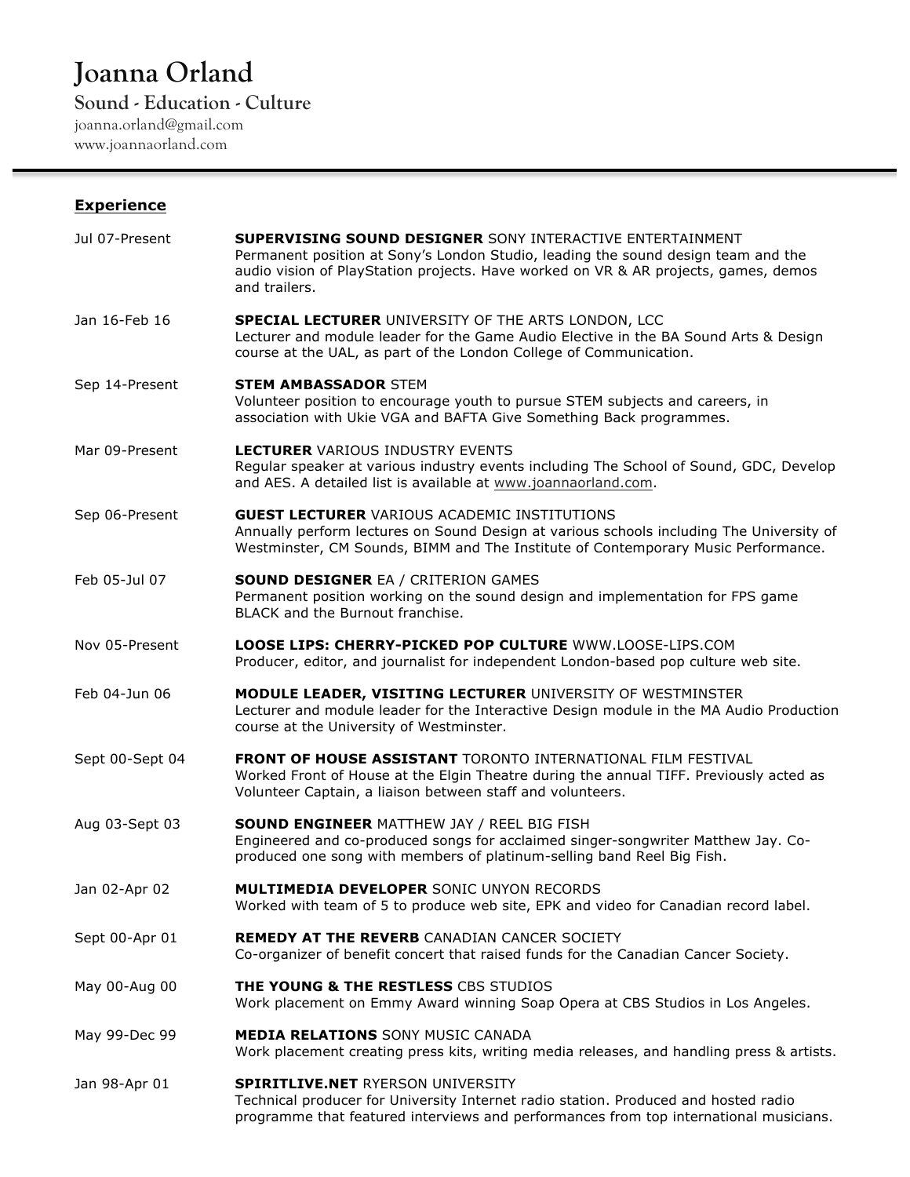# Joanna Orland

**Sound - Education - Culture**

joanna.orland@gmail.com
www.joannaorland.com

---

## Experience

| | |
|---|---|
| Jul 07-Present | **SUPERVISING SOUND DESIGNER** SONY INTERACTIVE ENTERTAINMENT<br>Permanent position at Sony's London Studio, leading the sound design team and the audio vision of PlayStation projects. Have worked on VR & AR projects, games, demos and trailers. |
| Jan 16-Feb 16 | **SPECIAL LECTURER** UNIVERSITY OF THE ARTS LONDON, LCC<br>Lecturer and module leader for the Game Audio Elective in the BA Sound Arts & Design course at the UAL, as part of the London College of Communication. |
| Sep 14-Present | **STEM AMBASSADOR** STEM<br>Volunteer position to encourage youth to pursue STEM subjects and careers, in association with Ukie VGA and BAFTA Give Something Back programmes. |
| Mar 09-Present | **LECTURER** VARIOUS INDUSTRY EVENTS<br>Regular speaker at various industry events including The School of Sound, GDC, Develop and AES. A detailed list is available at www.joannaorland.com. |
| Sep 06-Present | **GUEST LECTURER** VARIOUS ACADEMIC INSTITUTIONS<br>Annually perform lectures on Sound Design at various schools including The University of Westminster, CM Sounds, BIMM and The Institute of Contemporary Music Performance. |
| Feb 05-Jul 07 | **SOUND DESIGNER** EA / CRITERION GAMES<br>Permanent position working on the sound design and implementation for FPS game BLACK and the Burnout franchise. |
| Nov 05-Present | **LOOSE LIPS: CHERRY-PICKED POP CULTURE** WWW.LOOSE-LIPS.COM<br>Producer, editor, and journalist for independent London-based pop culture web site. |
| Feb 04-Jun 06 | **MODULE LEADER, VISITING LECTURER** UNIVERSITY OF WESTMINSTER<br>Lecturer and module leader for the Interactive Design module in the MA Audio Production course at the University of Westminster. |
| Sept 00-Sept 04 | **FRONT OF HOUSE ASSISTANT** TORONTO INTERNATIONAL FILM FESTIVAL<br>Worked Front of House at the Elgin Theatre during the annual TIFF. Previously acted as Volunteer Captain, a liaison between staff and volunteers. |
| Aug 03-Sept 03 | **SOUND ENGINEER** MATTHEW JAY / REEL BIG FISH<br>Engineered and co-produced songs for acclaimed singer-songwriter Matthew Jay. Co-produced one song with members of platinum-selling band Reel Big Fish. |
| Jan 02-Apr 02 | **MULTIMEDIA DEVELOPER** SONIC UNYON RECORDS<br>Worked with team of 5 to produce web site, EPK and video for Canadian record label. |
| Sept 00-Apr 01 | **REMEDY AT THE REVERB** CANADIAN CANCER SOCIETY<br>Co-organizer of benefit concert that raised funds for the Canadian Cancer Society. |
| May 00-Aug 00 | **THE YOUNG & THE RESTLESS** CBS STUDIOS<br>Work placement on Emmy Award winning Soap Opera at CBS Studios in Los Angeles. |
| May 99-Dec 99 | **MEDIA RELATIONS** SONY MUSIC CANADA<br>Work placement creating press kits, writing media releases, and handling press & artists. |
| Jan 98-Apr 01 | **SPIRITLIVE.NET** RYERSON UNIVERSITY<br>Technical producer for University Internet radio station. Produced and hosted radio programme that featured interviews and performances from top international musicians. |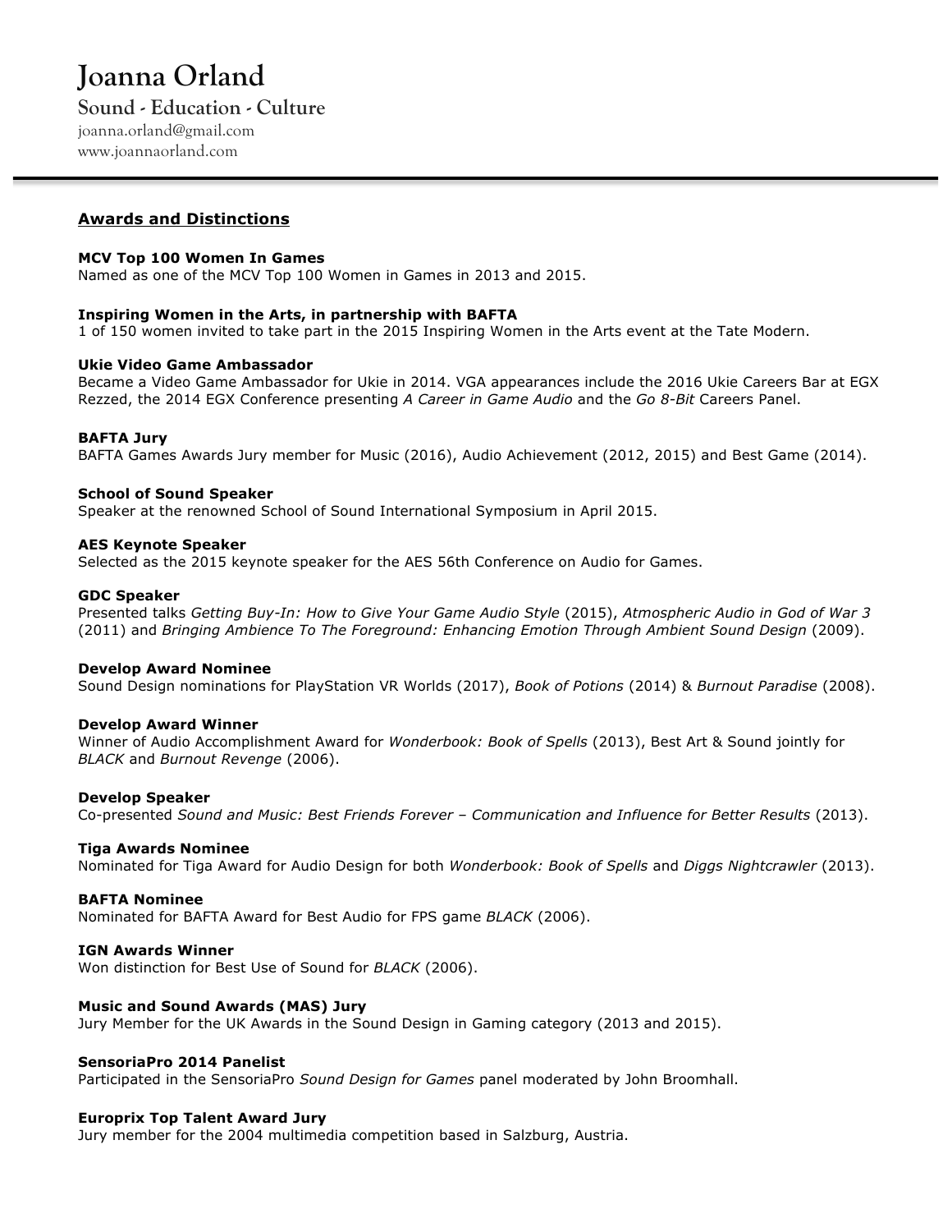# Joanna Orland

**Sound - Education - Culture**

joanna.orland@gmail.com
www.joannaorland.com

---

## Awards and Distinctions

**MCV Top 100 Women In Games**
Named as one of the MCV Top 100 Women in Games in 2013 and 2015.

**Inspiring Women in the Arts, in partnership with BAFTA**
1 of 150 women invited to take part in the 2015 Inspiring Women in the Arts event at the Tate Modern.

**Ukie Video Game Ambassador**
Became a Video Game Ambassador for Ukie in 2014. VGA appearances include the 2016 Ukie Careers Bar at EGX Rezzed, the 2014 EGX Conference presenting *A Career in Game Audio* and the *Go 8-Bit* Careers Panel.

**BAFTA Jury**
BAFTA Games Awards Jury member for Music (2016), Audio Achievement (2012, 2015) and Best Game (2014).

**School of Sound Speaker**
Speaker at the renowned School of Sound International Symposium in April 2015.

**AES Keynote Speaker**
Selected as the 2015 keynote speaker for the AES 56th Conference on Audio for Games.

**GDC Speaker**
Presented talks *Getting Buy-In: How to Give Your Game Audio Style* (2015), *Atmospheric Audio in God of War 3* (2011) and *Bringing Ambience To The Foreground: Enhancing Emotion Through Ambient Sound Design* (2009).

**Develop Award Nominee**
Sound Design nominations for PlayStation VR Worlds (2017), *Book of Potions* (2014) & *Burnout Paradise* (2008).

**Develop Award Winner**
Winner of Audio Accomplishment Award for *Wonderbook: Book of Spells* (2013), Best Art & Sound jointly for *BLACK* and *Burnout Revenge* (2006).

**Develop Speaker**
Co-presented *Sound and Music: Best Friends Forever – Communication and Influence for Better Results* (2013).

**Tiga Awards Nominee**
Nominated for Tiga Award for Audio Design for both *Wonderbook: Book of Spells* and *Diggs Nightcrawler* (2013).

**BAFTA Nominee**
Nominated for BAFTA Award for Best Audio for FPS game *BLACK* (2006).

**IGN Awards Winner**
Won distinction for Best Use of Sound for *BLACK* (2006).

**Music and Sound Awards (MAS) Jury**
Jury Member for the UK Awards in the Sound Design in Gaming category (2013 and 2015).

**SensoriaPro 2014 Panelist**
Participated in the SensoriaPro *Sound Design for Games* panel moderated by John Broomhall.

**Europrix Top Talent Award Jury**
Jury member for the 2004 multimedia competition based in Salzburg, Austria.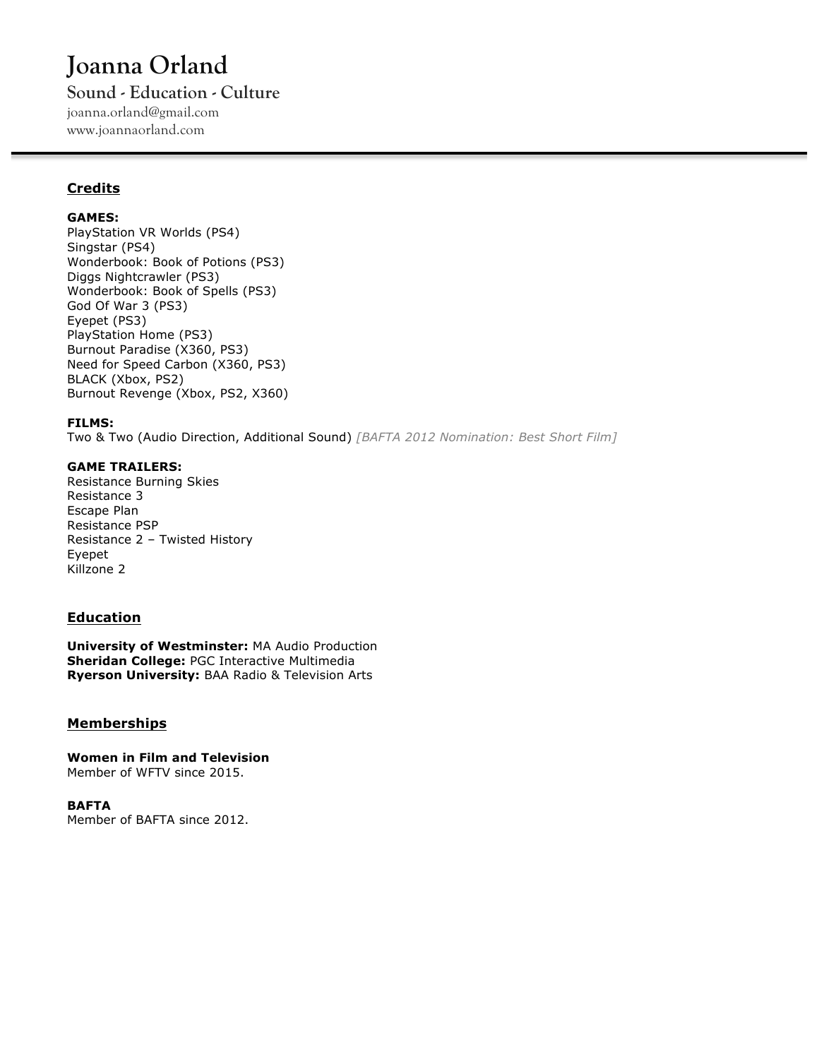# Joanna Orland

**Sound - Education - Culture**

joanna.orland@gmail.com
www.joannaorland.com

---

## Credits

**GAMES:**

PlayStation VR Worlds (PS4)
Singstar (PS4)
Wonderbook: Book of Potions (PS3)
Diggs Nightcrawler (PS3)
Wonderbook: Book of Spells (PS3)
God Of War 3 (PS3)
Eyepet (PS3)
PlayStation Home (PS3)
Burnout Paradise (X360, PS3)
Need for Speed Carbon (X360, PS3)
BLACK (Xbox, PS2)
Burnout Revenge (Xbox, PS2, X360)

**FILMS:**

Two & Two (Audio Direction, Additional Sound) *[BAFTA 2012 Nomination: Best Short Film]*

**GAME TRAILERS:**

Resistance Burning Skies
Resistance 3
Escape Plan
Resistance PSP
Resistance 2 – Twisted History
Eyepet
Killzone 2

## Education

**University of Westminster:** MA Audio Production
**Sheridan College:** PGC Interactive Multimedia
**Ryerson University:** BAA Radio & Television Arts

## Memberships

**Women in Film and Television**
Member of WFTV since 2015.

**BAFTA**
Member of BAFTA since 2012.